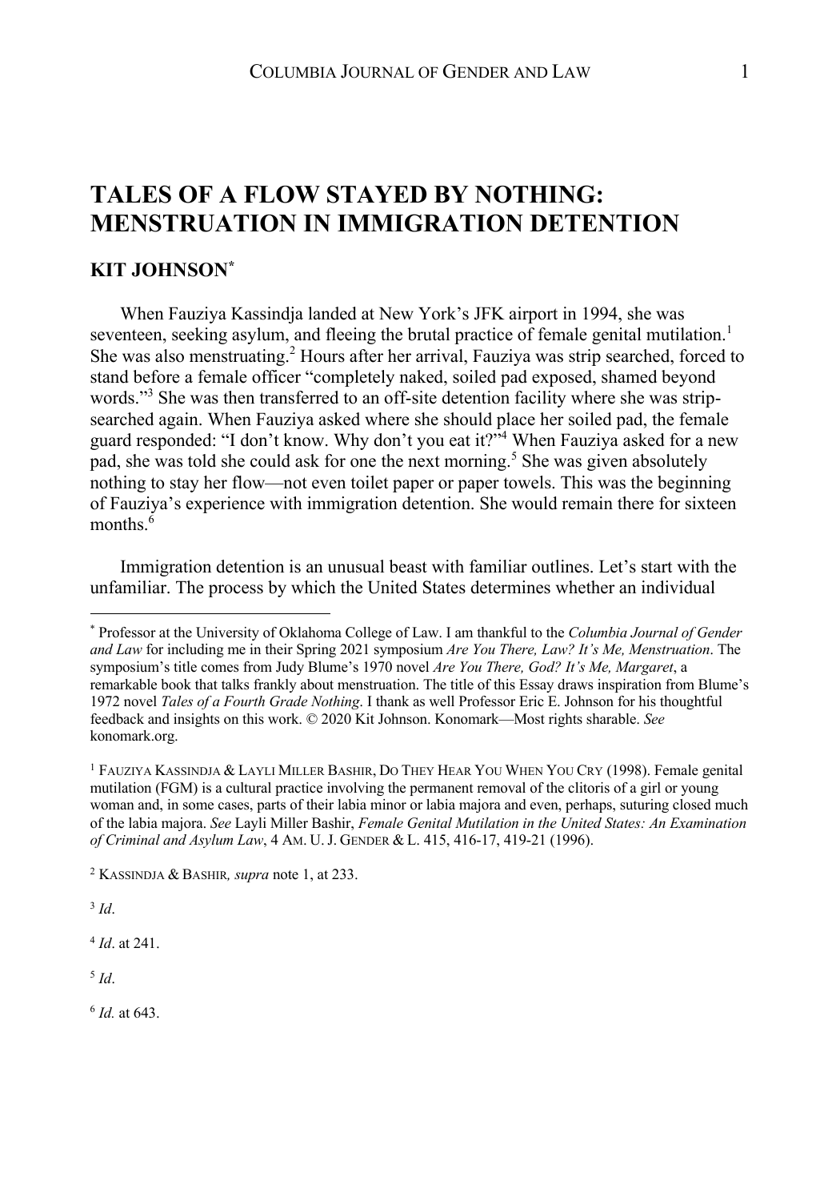# TALES OF A FLOW STAYED BY NOTHING: MENSTRUATION IN IMMIGRATION DETENTION

## KIT JOHNSON[*]

When Fauziya Kassindja landed at New York's JFK airport in 1994, she was seventeen, seeking asylum, and fleeing the brutal practice of female genital mutilation.[1] She was also menstruating.[2] Hours after her arrival, Fauziya was strip searched, forced to stand before a female officer "completely naked, soiled pad exposed, shamed beyond words."[3] She was then transferred to an off-site detention facility where she was strip-searched again. When Fauziya asked where she should place her soiled pad, the female guard responded: "I don't know. Why don't you eat it?"[4] When Fauziya asked for a new pad, she was told she could ask for one the next morning.[5] She was given absolutely nothing to stay her flow—not even toilet paper or paper towels. This was the beginning of Fauziya's experience with immigration detention. She would remain there for sixteen months.[6]

Immigration detention is an unusual beast with familiar outlines. Let's start with the unfamiliar. The process by which the United States determines whether an individual

---

[*] Professor at the University of Oklahoma College of Law. I am thankful to the *Columbia Journal of Gender and Law* for including me in their Spring 2021 symposium *Are You There, Law? It's Me, Menstruation*. The symposium's title comes from Judy Blume's 1970 novel *Are You There, God? It's Me, Margaret*, a remarkable book that talks frankly about menstruation. The title of this Essay draws inspiration from Blume's 1972 novel *Tales of a Fourth Grade Nothing*. I thank as well Professor Eric E. Johnson for his thoughtful feedback and insights on this work. © 2020 Kit Johnson. Konomark—Most rights sharable. *See* konomark.org.

[1] FAUZIYA KASSINDJA & LAYLI MILLER BASHIR, DO THEY HEAR YOU WHEN YOU CRY (1998). Female genital mutilation (FGM) is a cultural practice involving the permanent removal of the clitoris of a girl or young woman and, in some cases, parts of their labia minor or labia majora and even, perhaps, suturing closed much of the labia majora. *See* Layli Miller Bashir, *Female Genital Mutilation in the United States: An Examination of Criminal and Asylum Law*, 4 AM. U. J. GENDER & L. 415, 416-17, 419-21 (1996).

[2] KASSINDJA & BASHIR*, supra* note 1, at 233.

[3] *Id*.

[4] *Id*. at 241.

[5] *Id*.

[6] *Id.* at 643.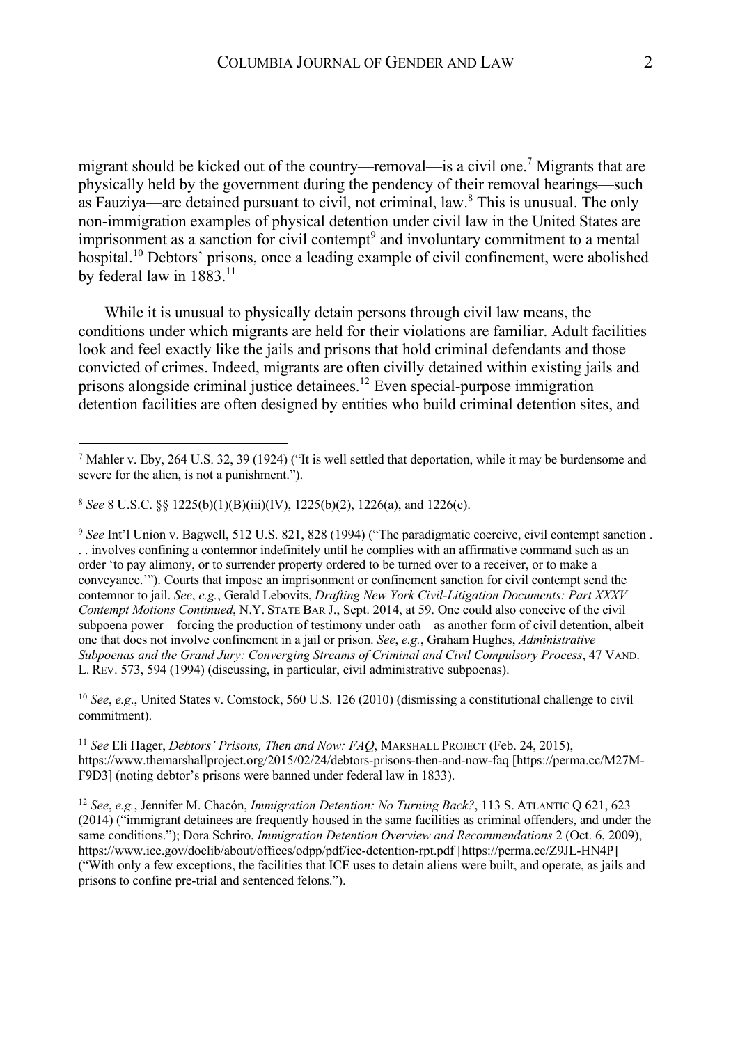migrant should be kicked out of the country—removal—is a civil one.[7] Migrants that are physically held by the government during the pendency of their removal hearings—such as Fauziya—are detained pursuant to civil, not criminal, law.[8] This is unusual. The only non-immigration examples of physical detention under civil law in the United States are imprisonment as a sanction for civil contempt[9] and involuntary commitment to a mental hospital.[10] Debtors' prisons, once a leading example of civil confinement, were abolished by federal law in 1883.[11]

While it is unusual to physically detain persons through civil law means, the conditions under which migrants are held for their violations are familiar. Adult facilities look and feel exactly like the jails and prisons that hold criminal defendants and those convicted of crimes. Indeed, migrants are often civilly detained within existing jails and prisons alongside criminal justice detainees.[12] Even special-purpose immigration detention facilities are often designed by entities who build criminal detention sites, and

---

[7] Mahler v. Eby, 264 U.S. 32, 39 (1924) ("It is well settled that deportation, while it may be burdensome and severe for the alien, is not a punishment.").

[8] *See* 8 U.S.C. §§ 1225(b)(1)(B)(iii)(IV), 1225(b)(2), 1226(a), and 1226(c).

[9] *See* Int'l Union v. Bagwell, 512 U.S. 821, 828 (1994) ("The paradigmatic coercive, civil contempt sanction . . . involves confining a contemnor indefinitely until he complies with an affirmative command such as an order 'to pay alimony, or to surrender property ordered to be turned over to a receiver, or to make a conveyance.'"). Courts that impose an imprisonment or confinement sanction for civil contempt send the contemnor to jail. *See*, *e.g.*, Gerald Lebovits, *Drafting New York Civil-Litigation Documents: Part XXXV—Contempt Motions Continued*, N.Y. STATE BAR J., Sept. 2014, at 59. One could also conceive of the civil subpoena power—forcing the production of testimony under oath—as another form of civil detention, albeit one that does not involve confinement in a jail or prison. *See*, *e.g.*, Graham Hughes, *Administrative Subpoenas and the Grand Jury: Converging Streams of Criminal and Civil Compulsory Process*, 47 VAND. L. REV. 573, 594 (1994) (discussing, in particular, civil administrative subpoenas).

[10] *See*, *e.g*., United States v. Comstock, 560 U.S. 126 (2010) (dismissing a constitutional challenge to civil commitment).

[11] *See* Eli Hager, *Debtors' Prisons, Then and Now: FAQ*, MARSHALL PROJECT (Feb. 24, 2015), https://www.themarshallproject.org/2015/02/24/debtors-prisons-then-and-now-faq [https://perma.cc/M27M-F9D3] (noting debtor's prisons were banned under federal law in 1833).

[12] *See*, *e.g.*, Jennifer M. Chacón, *Immigration Detention: No Turning Back?*, 113 S. ATLANTIC Q 621, 623 (2014) ("immigrant detainees are frequently housed in the same facilities as criminal offenders, and under the same conditions."); Dora Schriro, *Immigration Detention Overview and Recommendations* 2 (Oct. 6, 2009), https://www.ice.gov/doclib/about/offices/odpp/pdf/ice-detention-rpt.pdf [https://perma.cc/Z9JL-HN4P] ("With only a few exceptions, the facilities that ICE uses to detain aliens were built, and operate, as jails and prisons to confine pre-trial and sentenced felons.").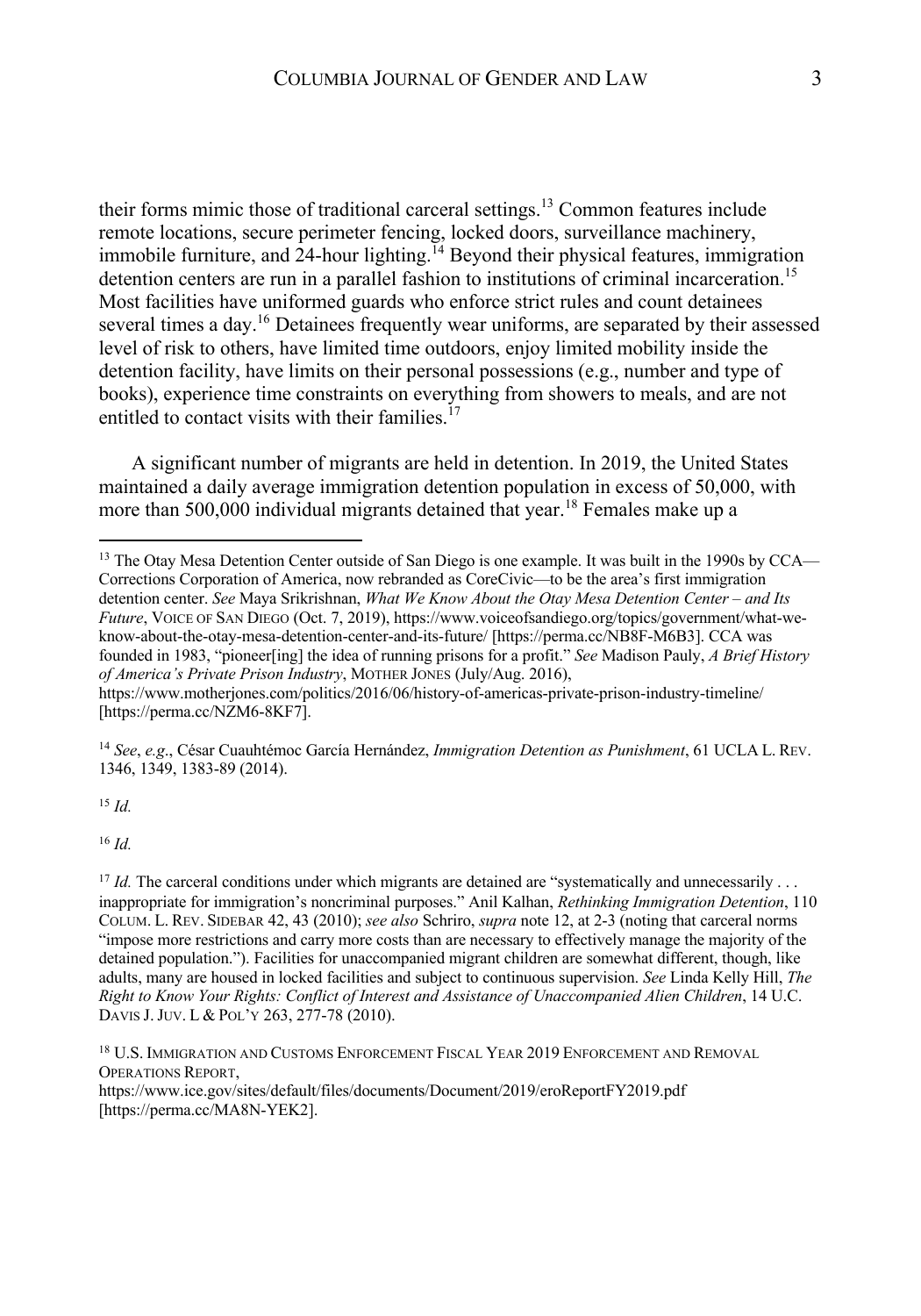their forms mimic those of traditional carceral settings.[13] Common features include remote locations, secure perimeter fencing, locked doors, surveillance machinery, immobile furniture, and 24-hour lighting.[14] Beyond their physical features, immigration detention centers are run in a parallel fashion to institutions of criminal incarceration.[15] Most facilities have uniformed guards who enforce strict rules and count detainees several times a day.[16] Detainees frequently wear uniforms, are separated by their assessed level of risk to others, have limited time outdoors, enjoy limited mobility inside the detention facility, have limits on their personal possessions (e.g., number and type of books), experience time constraints on everything from showers to meals, and are not entitled to contact visits with their families.[17]

A significant number of migrants are held in detention. In 2019, the United States maintained a daily average immigration detention population in excess of 50,000, with more than 500,000 individual migrants detained that year.[18] Females make up a

---

[13] The Otay Mesa Detention Center outside of San Diego is one example. It was built in the 1990s by CCA—Corrections Corporation of America, now rebranded as CoreCivic—to be the area's first immigration detention center. *See* Maya Srikrishnan, *What We Know About the Otay Mesa Detention Center – and Its Future*, VOICE OF SAN DIEGO (Oct. 7, 2019), https://www.voiceofsandiego.org/topics/government/what-we-know-about-the-otay-mesa-detention-center-and-its-future/ [https://perma.cc/NB8F-M6B3]. CCA was founded in 1983, "pioneer[ing] the idea of running prisons for a profit." *See* Madison Pauly, *A Brief History of America's Private Prison Industry*, MOTHER JONES (July/Aug. 2016), https://www.motherjones.com/politics/2016/06/history-of-americas-private-prison-industry-timeline/ [https://perma.cc/NZM6-8KF7].

[14] *See*, *e.g*., César Cuauhtémoc García Hernández, *Immigration Detention as Punishment*, 61 UCLA L. REV. 1346, 1349, 1383-89 (2014).

[15] *Id.*

[16] *Id.*

[17] *Id.* The carceral conditions under which migrants are detained are "systematically and unnecessarily . . . inappropriate for immigration's noncriminal purposes." Anil Kalhan, *Rethinking Immigration Detention*, 110 COLUM. L. REV. SIDEBAR 42, 43 (2010); *see also* Schriro, *supra* note 12, at 2-3 (noting that carceral norms "impose more restrictions and carry more costs than are necessary to effectively manage the majority of the detained population."). Facilities for unaccompanied migrant children are somewhat different, though, like adults, many are housed in locked facilities and subject to continuous supervision. *See* Linda Kelly Hill, *The Right to Know Your Rights: Conflict of Interest and Assistance of Unaccompanied Alien Children*, 14 U.C. DAVIS J. JUV. L & POL'Y 263, 277-78 (2010).

[18] U.S. IMMIGRATION AND CUSTOMS ENFORCEMENT FISCAL YEAR 2019 ENFORCEMENT AND REMOVAL OPERATIONS REPORT, https://www.ice.gov/sites/default/files/documents/Document/2019/eroReportFY2019.pdf [https://perma.cc/MA8N-YEK2].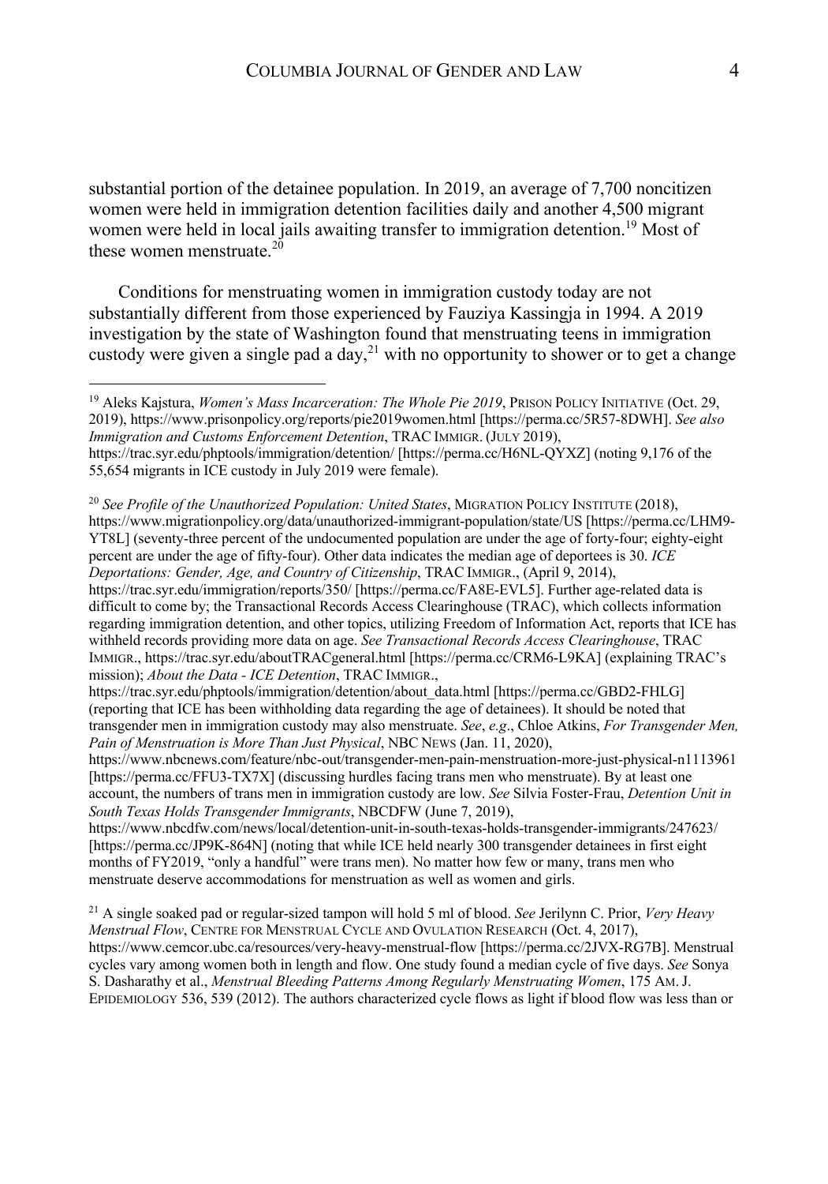substantial portion of the detainee population. In 2019, an average of 7,700 noncitizen women were held in immigration detention facilities daily and another 4,500 migrant women were held in local jails awaiting transfer to immigration detention.[19] Most of these women menstruate.[20]

Conditions for menstruating women in immigration custody today are not substantially different from those experienced by Fauziya Kassingja in 1994. A 2019 investigation by the state of Washington found that menstruating teens in immigration custody were given a single pad a day,[21] with no opportunity to shower or to get a change

---

[19] Aleks Kajstura, *Women's Mass Incarceration: The Whole Pie 2019*, PRISON POLICY INITIATIVE (Oct. 29, 2019), https://www.prisonpolicy.org/reports/pie2019women.html [https://perma.cc/5R57-8DWH]. *See also Immigration and Customs Enforcement Detention*, TRAC IMMIGR. (JULY 2019), https://trac.syr.edu/phptools/immigration/detention/ [https://perma.cc/H6NL-QYXZ] (noting 9,176 of the 55,654 migrants in ICE custody in July 2019 were female).

[20] *See Profile of the Unauthorized Population: United States*, MIGRATION POLICY INSTITUTE (2018), https://www.migrationpolicy.org/data/unauthorized-immigrant-population/state/US [https://perma.cc/LHM9-YT8L] (seventy-three percent of the undocumented population are under the age of forty-four; eighty-eight percent are under the age of fifty-four). Other data indicates the median age of deportees is 30. *ICE Deportations: Gender, Age, and Country of Citizenship*, TRAC IMMIGR., (April 9, 2014), https://trac.syr.edu/immigration/reports/350/ [https://perma.cc/FA8E-EVL5]. Further age-related data is difficult to come by; the Transactional Records Access Clearinghouse (TRAC), which collects information regarding immigration detention, and other topics, utilizing Freedom of Information Act, reports that ICE has withheld records providing more data on age. *See Transactional Records Access Clearinghouse*, TRAC IMMIGR., https://trac.syr.edu/aboutTRACgeneral.html [https://perma.cc/CRM6-L9KA] (explaining TRAC's mission); *About the Data - ICE Detention*, TRAC IMMIGR., https://trac.syr.edu/phptools/immigration/detention/about_data.html [https://perma.cc/GBD2-FHLG] (reporting that ICE has been withholding data regarding the age of detainees). It should be noted that transgender men in immigration custody may also menstruate. *See*, *e.g*., Chloe Atkins, *For Transgender Men, Pain of Menstruation is More Than Just Physical*, NBC NEWS (Jan. 11, 2020), https://www.nbcnews.com/feature/nbc-out/transgender-men-pain-menstruation-more-just-physical-n1113961 [https://perma.cc/FFU3-TX7X] (discussing hurdles facing trans men who menstruate). By at least one account, the numbers of trans men in immigration custody are low. *See* Silvia Foster-Frau, *Detention Unit in South Texas Holds Transgender Immigrants*, NBCDFW (June 7, 2019), https://www.nbcdfw.com/news/local/detention-unit-in-south-texas-holds-transgender-immigrants/247623/ [https://perma.cc/JP9K-864N] (noting that while ICE held nearly 300 transgender detainees in first eight months of FY2019, "only a handful" were trans men). No matter how few or many, trans men who menstruate deserve accommodations for menstruation as well as women and girls.

[21] A single soaked pad or regular-sized tampon will hold 5 ml of blood. *See* Jerilynn C. Prior, *Very Heavy Menstrual Flow*, CENTRE FOR MENSTRUAL CYCLE AND OVULATION RESEARCH (Oct. 4, 2017), https://www.cemcor.ubc.ca/resources/very-heavy-menstrual-flow [https://perma.cc/2JVX-RG7B]. Menstrual cycles vary among women both in length and flow. One study found a median cycle of five days. *See* Sonya S. Dasharathy et al., *Menstrual Bleeding Patterns Among Regularly Menstruating Women*, 175 AM. J. EPIDEMIOLOGY 536, 539 (2012). The authors characterized cycle flows as light if blood flow was less than or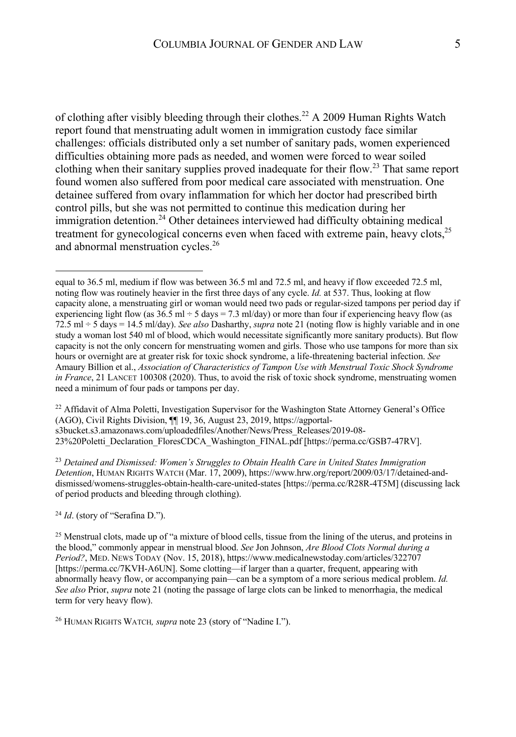of clothing after visibly bleeding through their clothes.[22] A 2009 Human Rights Watch report found that menstruating adult women in immigration custody face similar challenges: officials distributed only a set number of sanitary pads, women experienced difficulties obtaining more pads as needed, and women were forced to wear soiled clothing when their sanitary supplies proved inadequate for their flow.[23] That same report found women also suffered from poor medical care associated with menstruation. One detainee suffered from ovary inflammation for which her doctor had prescribed birth control pills, but she was not permitted to continue this medication during her immigration detention.[24] Other detainees interviewed had difficulty obtaining medical treatment for gynecological concerns even when faced with extreme pain, heavy clots,[25] and abnormal menstruation cycles.[26]

---

equal to 36.5 ml, medium if flow was between 36.5 ml and 72.5 ml, and heavy if flow exceeded 72.5 ml, noting flow was routinely heavier in the first three days of any cycle. *Id.* at 537. Thus, looking at flow capacity alone, a menstruating girl or woman would need two pads or regular-sized tampons per period day if experiencing light flow (as 36.5 ml ÷ 5 days = 7.3 ml/day) or more than four if experiencing heavy flow (as 72.5 ml ÷ 5 days = 14.5 ml/day). *See also* Dasharthy, *supra* note 21 (noting flow is highly variable and in one study a woman lost 540 ml of blood, which would necessitate significantly more sanitary products). But flow capacity is not the only concern for menstruating women and girls. Those who use tampons for more than six hours or overnight are at greater risk for toxic shock syndrome, a life-threatening bacterial infection. *See* Amaury Billion et al., *Association of Characteristics of Tampon Use with Menstrual Toxic Shock Syndrome in France*, 21 LANCET 100308 (2020). Thus, to avoid the risk of toxic shock syndrome, menstruating women need a minimum of four pads or tampons per day.

[22] Affidavit of Alma Poletti, Investigation Supervisor for the Washington State Attorney General's Office (AGO), Civil Rights Division, ¶¶ 19, 36, August 23, 2019, https://agportal-s3bucket.s3.amazonaws.com/uploadedfiles/Another/News/Press_Releases/2019-08-23%20Poletti_Declaration_FloresCDCA_Washington_FINAL.pdf [https://perma.cc/GSB7-47RV].

[23] *Detained and Dismissed: Women's Struggles to Obtain Health Care in United States Immigration Detention*, HUMAN RIGHTS WATCH (Mar. 17, 2009), https://www.hrw.org/report/2009/03/17/detained-and-dismissed/womens-struggles-obtain-health-care-united-states [https://perma.cc/R28R-4T5M] (discussing lack of period products and bleeding through clothing).

[24] *Id*. (story of "Serafina D.").

[25] Menstrual clots, made up of "a mixture of blood cells, tissue from the lining of the uterus, and proteins in the blood," commonly appear in menstrual blood. *See* Jon Johnson, *Are Blood Clots Normal during a Period?*, MED. NEWS TODAY (Nov. 15, 2018), https://www.medicalnewstoday.com/articles/322707 [https://perma.cc/7KVH-A6UN]. Some clotting—if larger than a quarter, frequent, appearing with abnormally heavy flow, or accompanying pain—can be a symptom of a more serious medical problem. *Id. See also* Prior, *supra* note 21 (noting the passage of large clots can be linked to menorrhagia, the medical term for very heavy flow).

[26] HUMAN RIGHTS WATCH*, supra* note 23 (story of "Nadine I.").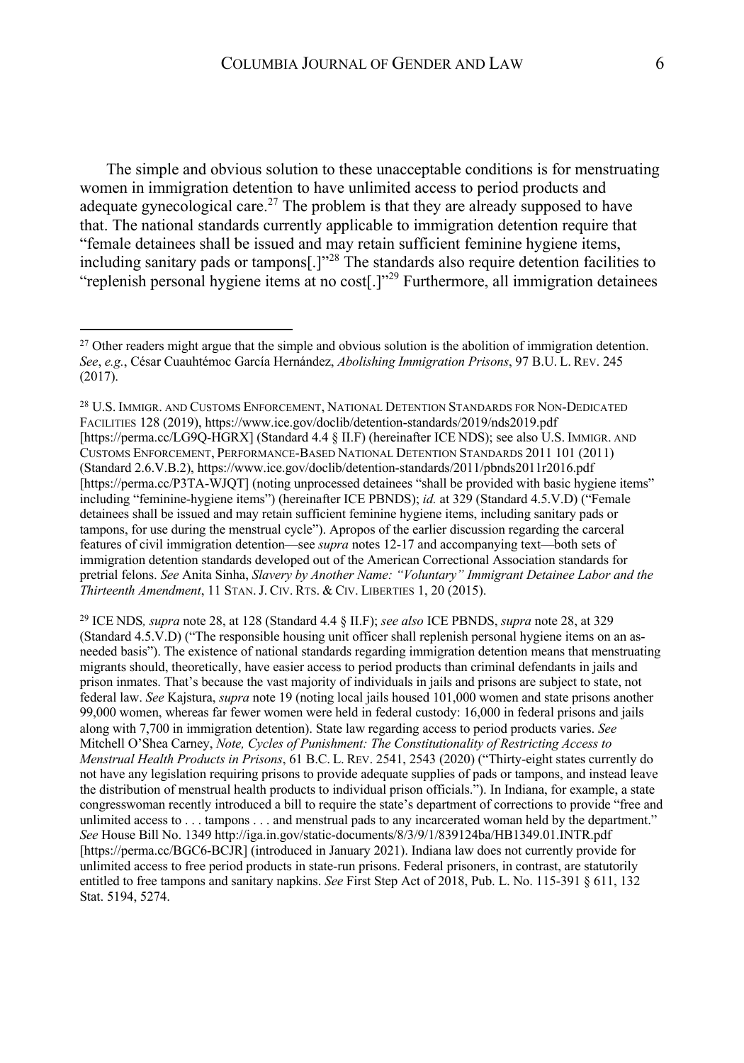The simple and obvious solution to these unacceptable conditions is for menstruating women in immigration detention to have unlimited access to period products and adequate gynecological care.[27] The problem is that they are already supposed to have that. The national standards currently applicable to immigration detention require that "female detainees shall be issued and may retain sufficient feminine hygiene items, including sanitary pads or tampons[.]"[28] The standards also require detention facilities to "replenish personal hygiene items at no cost[.]"[29] Furthermore, all immigration detainees

---

[27] Other readers might argue that the simple and obvious solution is the abolition of immigration detention. *See*, *e.g.*, César Cuauhtémoc García Hernández, *Abolishing Immigration Prisons*, 97 B.U. L. REV. 245 (2017).

[28] U.S. IMMIGR. AND CUSTOMS ENFORCEMENT, NATIONAL DETENTION STANDARDS FOR NON-DEDICATED FACILITIES 128 (2019), https://www.ice.gov/doclib/detention-standards/2019/nds2019.pdf [https://perma.cc/LG9Q-HGRX] (Standard 4.4 § II.F) (hereinafter ICE NDS); see also U.S. IMMIGR. AND CUSTOMS ENFORCEMENT, PERFORMANCE-BASED NATIONAL DETENTION STANDARDS 2011 101 (2011) (Standard 2.6.V.B.2), https://www.ice.gov/doclib/detention-standards/2011/pbnds2011r2016.pdf [https://perma.cc/P3TA-WJQT] (noting unprocessed detainees "shall be provided with basic hygiene items" including "feminine-hygiene items") (hereinafter ICE PBNDS); *id.* at 329 (Standard 4.5.V.D) ("Female detainees shall be issued and may retain sufficient feminine hygiene items, including sanitary pads or tampons, for use during the menstrual cycle"). Apropos of the earlier discussion regarding the carceral features of civil immigration detention—see *supra* notes 12-17 and accompanying text—both sets of immigration detention standards developed out of the American Correctional Association standards for pretrial felons. *See* Anita Sinha, *Slavery by Another Name: "Voluntary" Immigrant Detainee Labor and the Thirteenth Amendment*, 11 STAN. J. CIV. RTS. & CIV. LIBERTIES 1, 20 (2015).

[29] ICE NDS*, supra* note 28, at 128 (Standard 4.4 § II.F); *see also* ICE PBNDS, *supra* note 28, at 329 (Standard 4.5.V.D) ("The responsible housing unit officer shall replenish personal hygiene items on an as-needed basis"). The existence of national standards regarding immigration detention means that menstruating migrants should, theoretically, have easier access to period products than criminal defendants in jails and prison inmates. That's because the vast majority of individuals in jails and prisons are subject to state, not federal law. *See* Kajstura, *supra* note 19 (noting local jails housed 101,000 women and state prisons another 99,000 women, whereas far fewer women were held in federal custody: 16,000 in federal prisons and jails along with 7,700 in immigration detention). State law regarding access to period products varies. *See* Mitchell O'Shea Carney, *Note, Cycles of Punishment: The Constitutionality of Restricting Access to Menstrual Health Products in Prisons*, 61 B.C. L. REV. 2541, 2543 (2020) ("Thirty-eight states currently do not have any legislation requiring prisons to provide adequate supplies of pads or tampons, and instead leave the distribution of menstrual health products to individual prison officials."). In Indiana, for example, a state congresswoman recently introduced a bill to require the state's department of corrections to provide "free and unlimited access to . . . tampons . . . and menstrual pads to any incarcerated woman held by the department." *See* House Bill No. 1349 http://iga.in.gov/static-documents/8/3/9/1/839124ba/HB1349.01.INTR.pdf [https://perma.cc/BGC6-BCJR] (introduced in January 2021). Indiana law does not currently provide for unlimited access to free period products in state-run prisons. Federal prisoners, in contrast, are statutorily entitled to free tampons and sanitary napkins. *See* First Step Act of 2018, Pub. L. No. 115-391 § 611, 132 Stat. 5194, 5274.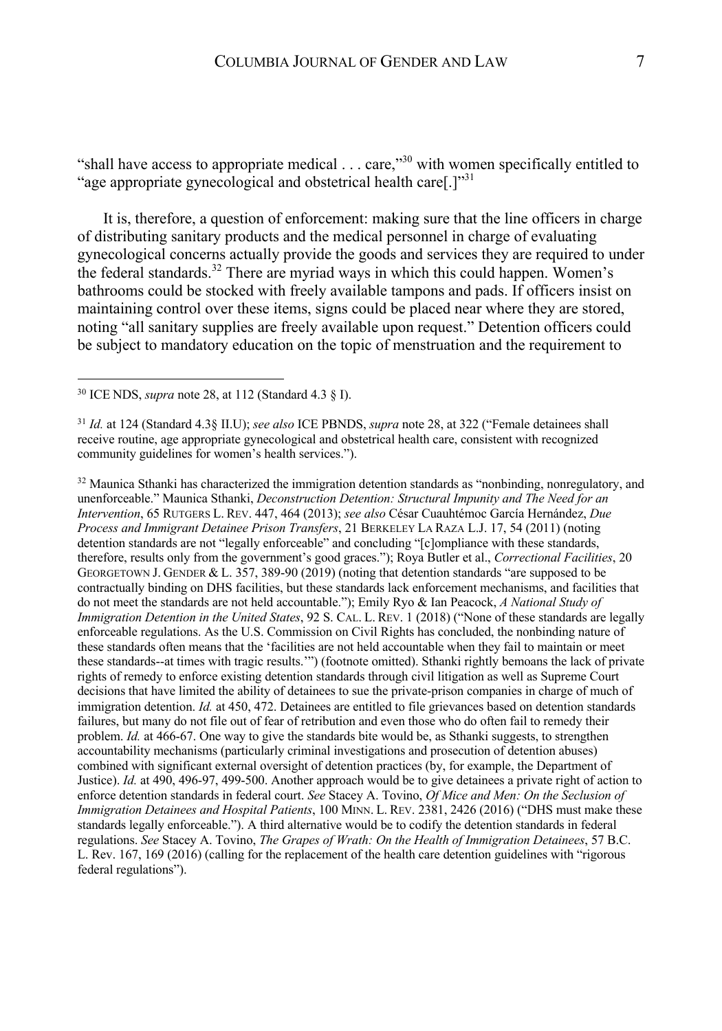"shall have access to appropriate medical . . . care,"[30] with women specifically entitled to "age appropriate gynecological and obstetrical health care[.]"[31]

It is, therefore, a question of enforcement: making sure that the line officers in charge of distributing sanitary products and the medical personnel in charge of evaluating gynecological concerns actually provide the goods and services they are required to under the federal standards.[32] There are myriad ways in which this could happen. Women's bathrooms could be stocked with freely available tampons and pads. If officers insist on maintaining control over these items, signs could be placed near where they are stored, noting "all sanitary supplies are freely available upon request." Detention officers could be subject to mandatory education on the topic of menstruation and the requirement to

---

[30] ICE NDS, *supra* note 28, at 112 (Standard 4.3 § I).

[31] *Id.* at 124 (Standard 4.3§ II.U); *see also* ICE PBNDS, *supra* note 28, at 322 ("Female detainees shall receive routine, age appropriate gynecological and obstetrical health care, consistent with recognized community guidelines for women's health services.").

[32] Maunica Sthanki has characterized the immigration detention standards as "nonbinding, nonregulatory, and unenforceable." Maunica Sthanki, *Deconstruction Detention: Structural Impunity and The Need for an Intervention*, 65 RUTGERS L. REV. 447, 464 (2013); *see also* César Cuauhtémoc García Hernández, *Due Process and Immigrant Detainee Prison Transfers*, 21 BERKELEY LA RAZA L.J. 17, 54 (2011) (noting detention standards are not "legally enforceable" and concluding "[c]ompliance with these standards, therefore, results only from the government's good graces."); Roya Butler et al., *Correctional Facilities*, 20 GEORGETOWN J. GENDER & L. 357, 389-90 (2019) (noting that detention standards "are supposed to be contractually binding on DHS facilities, but these standards lack enforcement mechanisms, and facilities that do not meet the standards are not held accountable."); Emily Ryo & Ian Peacock, *A National Study of Immigration Detention in the United States*, 92 S. CAL. L. REV. 1 (2018) ("None of these standards are legally enforceable regulations. As the U.S. Commission on Civil Rights has concluded, the nonbinding nature of these standards often means that the 'facilities are not held accountable when they fail to maintain or meet these standards--at times with tragic results.'") (footnote omitted). Sthanki rightly bemoans the lack of private rights of remedy to enforce existing detention standards through civil litigation as well as Supreme Court decisions that have limited the ability of detainees to sue the private-prison companies in charge of much of immigration detention. *Id.* at 450, 472. Detainees are entitled to file grievances based on detention standards failures, but many do not file out of fear of retribution and even those who do often fail to remedy their problem. *Id.* at 466-67. One way to give the standards bite would be, as Sthanki suggests, to strengthen accountability mechanisms (particularly criminal investigations and prosecution of detention abuses) combined with significant external oversight of detention practices (by, for example, the Department of Justice). *Id.* at 490, 496-97, 499-500. Another approach would be to give detainees a private right of action to enforce detention standards in federal court. *See* Stacey A. Tovino, *Of Mice and Men: On the Seclusion of Immigration Detainees and Hospital Patients*, 100 MINN. L. REV. 2381, 2426 (2016) ("DHS must make these standards legally enforceable."). A third alternative would be to codify the detention standards in federal regulations. *See* Stacey A. Tovino, *The Grapes of Wrath: On the Health of Immigration Detainees*, 57 B.C. L. Rev. 167, 169 (2016) (calling for the replacement of the health care detention guidelines with "rigorous federal regulations").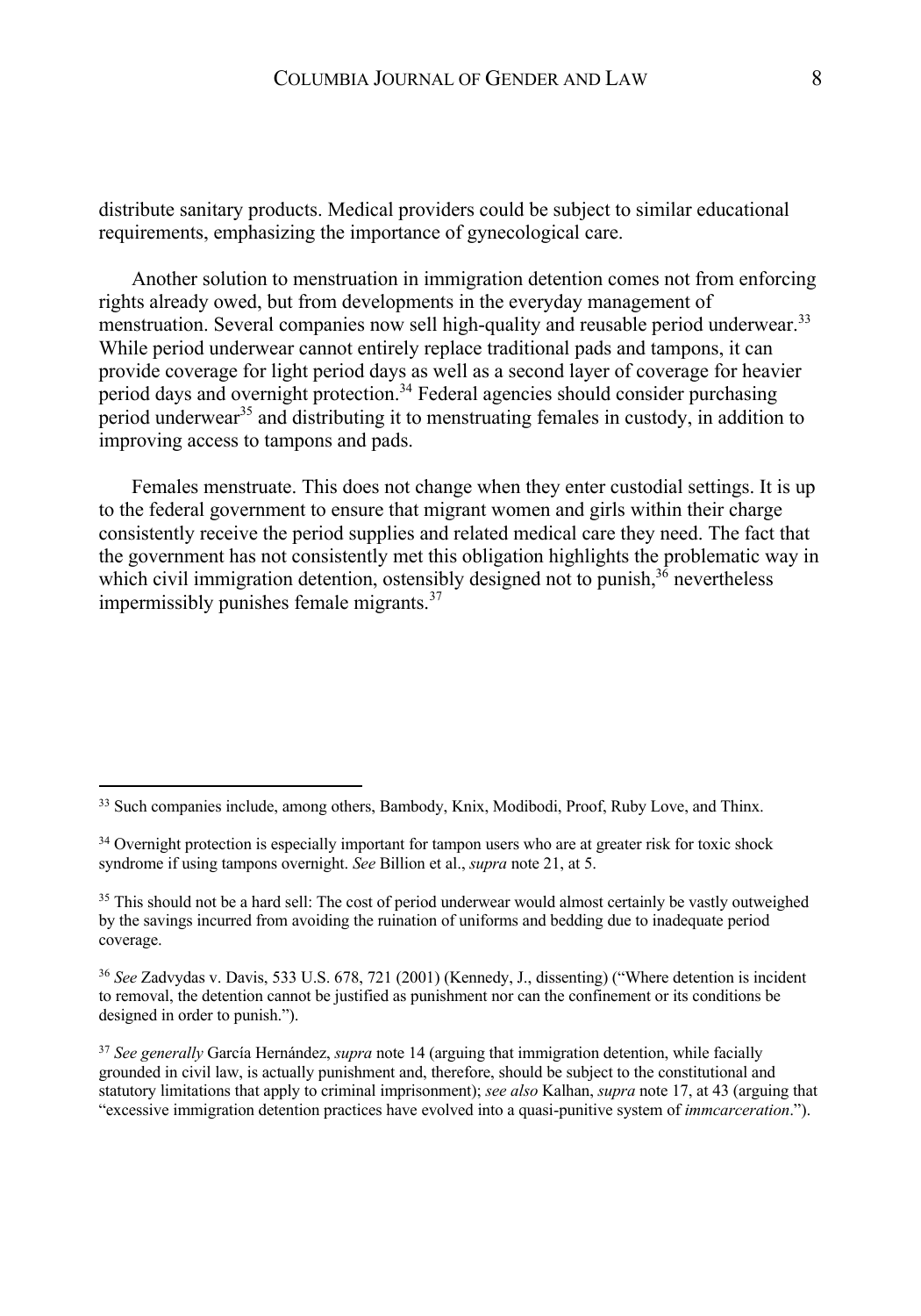distribute sanitary products. Medical providers could be subject to similar educational requirements, emphasizing the importance of gynecological care.

Another solution to menstruation in immigration detention comes not from enforcing rights already owed, but from developments in the everyday management of menstruation. Several companies now sell high-quality and reusable period underwear.[33] While period underwear cannot entirely replace traditional pads and tampons, it can provide coverage for light period days as well as a second layer of coverage for heavier period days and overnight protection.[34] Federal agencies should consider purchasing period underwear[35] and distributing it to menstruating females in custody, in addition to improving access to tampons and pads.

Females menstruate. This does not change when they enter custodial settings. It is up to the federal government to ensure that migrant women and girls within their charge consistently receive the period supplies and related medical care they need. The fact that the government has not consistently met this obligation highlights the problematic way in which civil immigration detention, ostensibly designed not to punish,[36] nevertheless impermissibly punishes female migrants.[37]

---

[33] Such companies include, among others, Bambody, Knix, Modibodi, Proof, Ruby Love, and Thinx.

[34] Overnight protection is especially important for tampon users who are at greater risk for toxic shock syndrome if using tampons overnight. *See* Billion et al., *supra* note 21, at 5.

[35] This should not be a hard sell: The cost of period underwear would almost certainly be vastly outweighed by the savings incurred from avoiding the ruination of uniforms and bedding due to inadequate period coverage.

[36] *See* Zadvydas v. Davis, 533 U.S. 678, 721 (2001) (Kennedy, J., dissenting) ("Where detention is incident to removal, the detention cannot be justified as punishment nor can the confinement or its conditions be designed in order to punish.").

[37] *See generally* García Hernández, *supra* note 14 (arguing that immigration detention, while facially grounded in civil law, is actually punishment and, therefore, should be subject to the constitutional and statutory limitations that apply to criminal imprisonment); *see also* Kalhan, *supra* note 17, at 43 (arguing that "excessive immigration detention practices have evolved into a quasi-punitive system of *immcarceration*.").